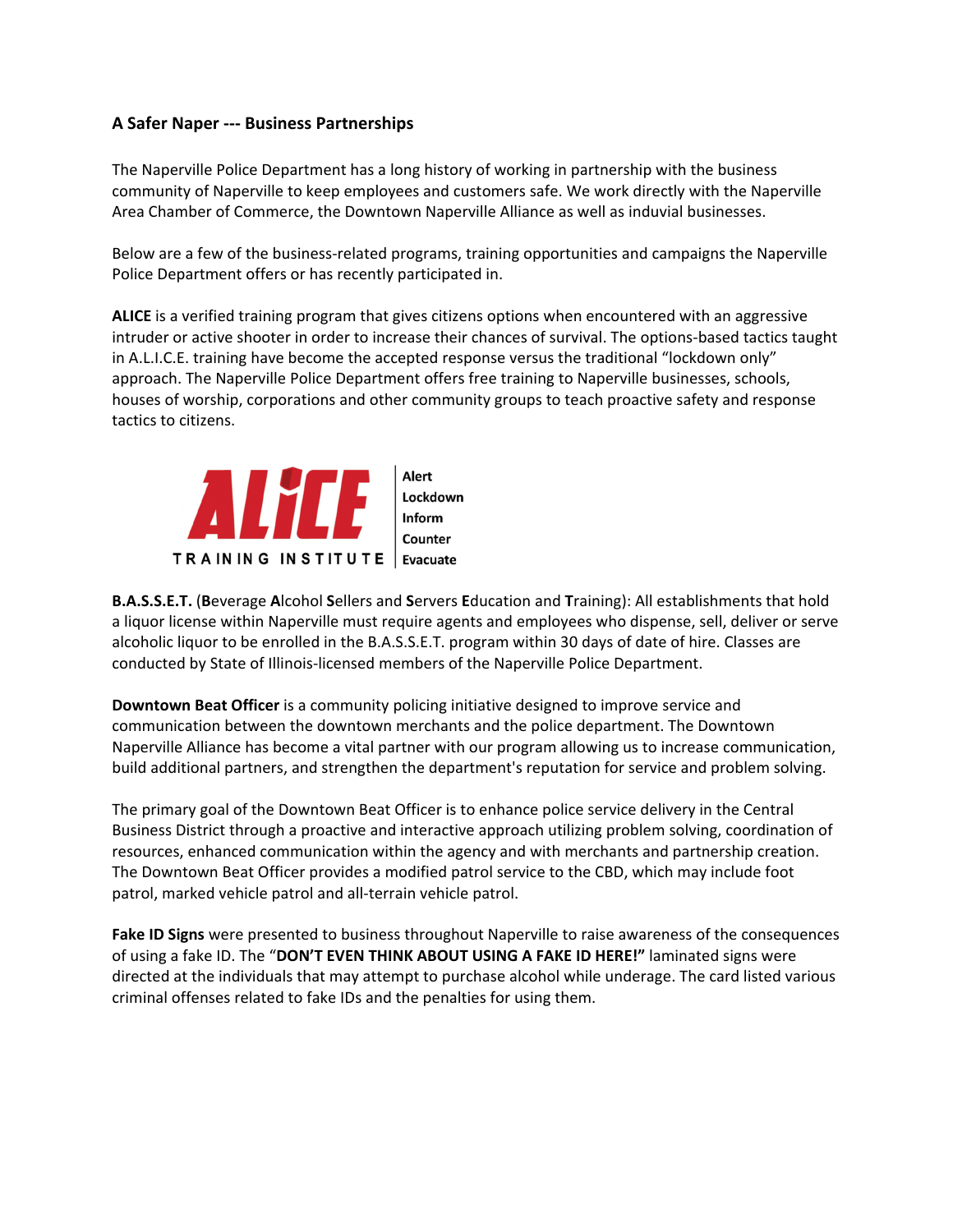### A Safer Naper --- Business Partnerships

The Naperville Police Department has a long history of working in partnership with the business community of Naperville to keep employees and customers safe. We work directly with the Naperville Area Chamber of Commerce, the Downtown Naperville Alliance as well as induvial businesses.

Below are a few of the business-related programs, training opportunities and campaigns the Naperville Police Department offers or has recently participated in.

**ALICE** is a verified training program that gives citizens options when encountered with an aggressive intruder or active shooter in order to increase their chances of survival. The options-based tactics taught in A.L.I.C.E. training have become the accepted response versus the traditional "lockdown only" approach. The Naperville Police Department offers free training to Naperville businesses, schools, houses of worship, corporations and other community groups to teach proactive safety and response tactics to citizens.

ALiCE TRAINING INSTITUTE

- Alert
- Lockdown
- Inform
- Counter
- Evacuate

**B.A.S.S.E.T.** (**B**everage **A**lcohol **S**ellers and **S**ervers **E**ducation and **T**raining): All establishments that hold a liquor license within Naperville must require agents and employees who dispense, sell, deliver or serve alcoholic liquor to be enrolled in the B.A.S.S.E.T. program within 30 days of date of hire. Classes are conducted by State of Illinois-licensed members of the Naperville Police Department.

**Downtown Beat Officer** is a community policing initiative designed to improve service and communication between the downtown merchants and the police department. The Downtown Naperville Alliance has become a vital partner with our program allowing us to increase communication, build additional partners, and strengthen the department's reputation for service and problem solving.

The primary goal of the Downtown Beat Officer is to enhance police service delivery in the Central Business District through a proactive and interactive approach utilizing problem solving, coordination of resources, enhanced communication within the agency and with merchants and partnership creation. The Downtown Beat Officer provides a modified patrol service to the CBD, which may include foot patrol, marked vehicle patrol and all-terrain vehicle patrol.

**Fake ID Signs** were presented to business throughout Naperville to raise awareness of the consequences of using a fake ID. The "**DON'T EVEN THINK ABOUT USING A FAKE ID HERE!"** laminated signs were directed at the individuals that may attempt to purchase alcohol while underage. The card listed various criminal offenses related to fake IDs and the penalties for using them.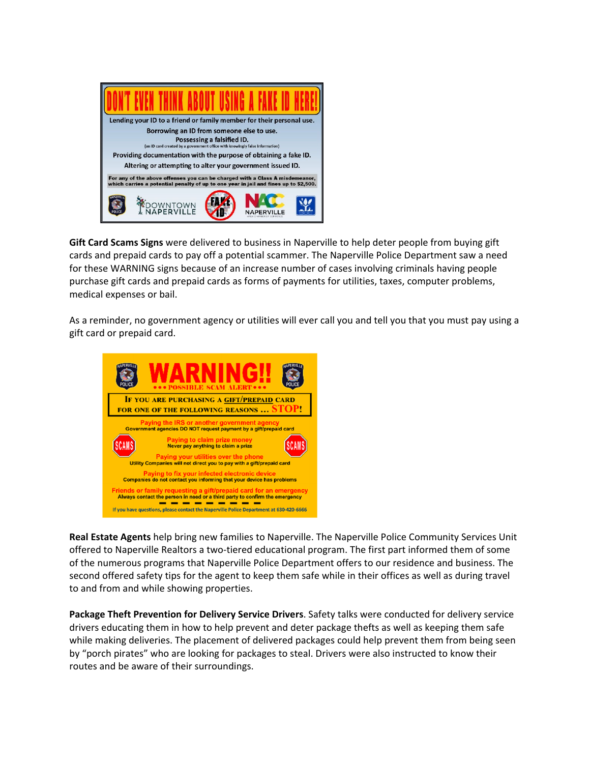DON'T EVEN THINK ABOUT USING A FAKE ID HERE!

Lending your ID to a friend or family member for their personal use.

Borrowing an ID from someone else to use.

Possessing a falsified ID.
(an ID card created by a government office with knowingly false information)

Providing documentation with the purpose of obtaining a fake ID.

Altering or attempting to alter your government issued ID.

For any of the above offenses you can be charged with a Class A misdemeanor, which carries a potential penalty of up to one year in jail and fines up to $2,500.

**Gift Card Scams Signs** were delivered to business in Naperville to help deter people from buying gift cards and prepaid cards to pay off a potential scammer. The Naperville Police Department saw a need for these WARNING signs because of an increase number of cases involving criminals having people purchase gift cards and prepaid cards as forms of payments for utilities, taxes, computer problems, medical expenses or bail.

As a reminder, no government agency or utilities will ever call you and tell you that you must pay using a gift card or prepaid card.

WARNING!!
••• POSSIBLE SCAM ALERT •••

IF YOU ARE PURCHASING A GIFT/PREPAID CARD FOR ONE OF THE FOLLOWING REASONS … STOP!

Paying the IRS or another government agency
Government agencies DO NOT request payment by a gift/prepaid card

Paying to claim prize money
Never pay anything to claim a prize

Paying your utilities over the phone
Utility Companies will not direct you to pay with a gift/prepaid card

Paying to fix your infected electronic device
Companies do not contact you informing that your device has problems

Friends or family requesting a gift/prepaid card for an emergency
Always contact the person in need or a third party to confirm the emergency

If you have questions, please contact the Naperville Police Department at 630-420-6666

**Real Estate Agents** help bring new families to Naperville. The Naperville Police Community Services Unit offered to Naperville Realtors a two-tiered educational program. The first part informed them of some of the numerous programs that Naperville Police Department offers to our residence and business. The second offered safety tips for the agent to keep them safe while in their offices as well as during travel to and from and while showing properties.

**Package Theft Prevention for Delivery Service Drivers**. Safety talks were conducted for delivery service drivers educating them in how to help prevent and deter package thefts as well as keeping them safe while making deliveries. The placement of delivered packages could help prevent them from being seen by "porch pirates" who are looking for packages to steal. Drivers were also instructed to know their routes and be aware of their surroundings.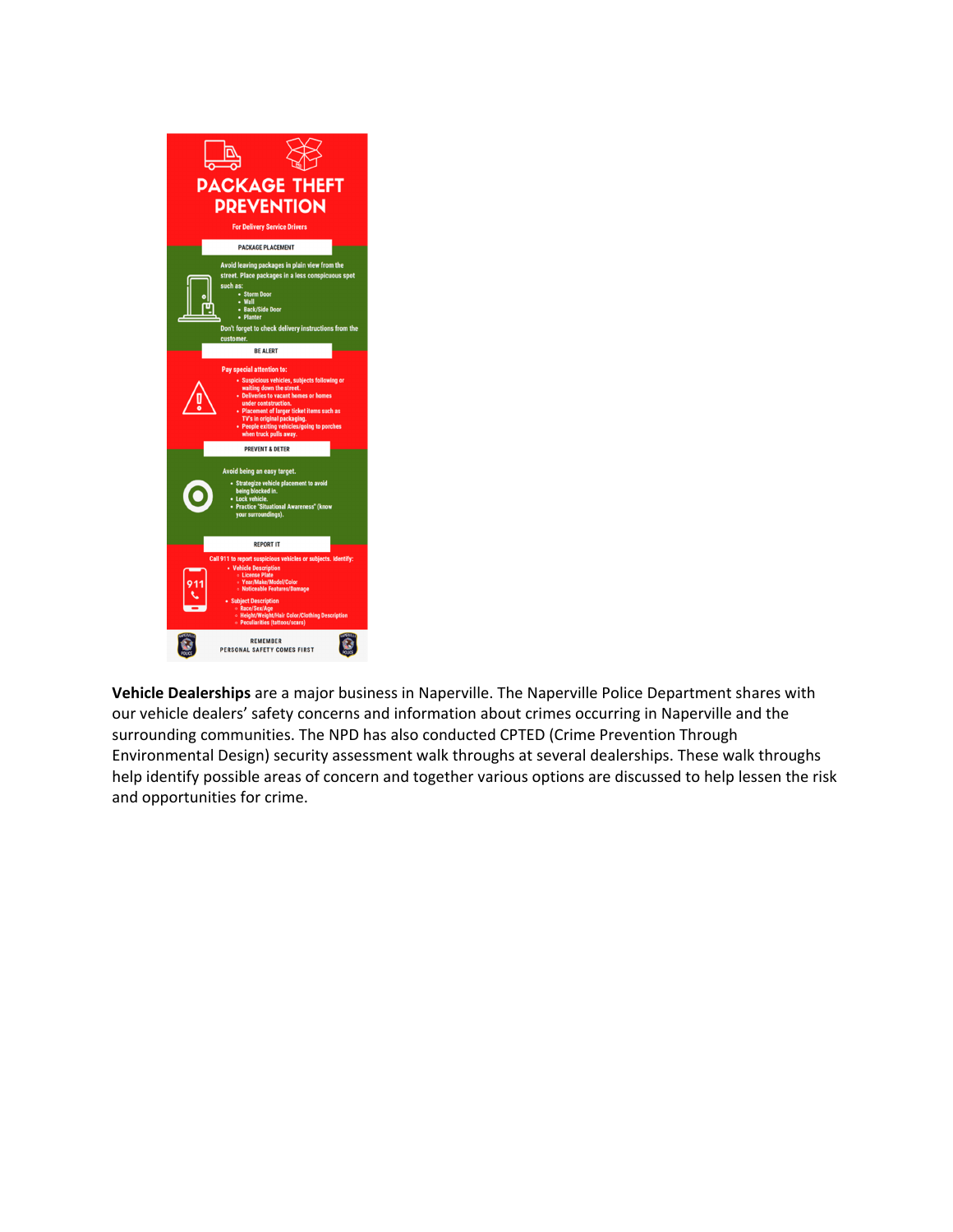# PACKAGE THEFT PREVENTION

For Delivery Service Drivers

**PACKAGE PLACEMENT**

Avoid leaving packages in plain view from the street. Place packages in a less conspicuous spot such as:

- Storm Door
- Wall
- Back/Side Door
- Planter

Don't forget to check delivery instructions from the customer.

**BE ALERT**

Pay special attention to:

- Suspicious vehicles, subjects following or waiting down the street.
- Deliveries to vacant homes or homes under construction.
- Placement of larger ticket items such as TV's in original packaging.
- People exiting vehicles/going to porches when truck pulls away.

**PREVENT & DETER**

Avoid being an easy target.

- Strategize vehicle placement to avoid being blocked in.
- Lock vehicle.
- Practice "Situational Awareness" (know your surroundings).

**REPORT IT**

Call 911 to report suspicious vehicles or subjects. Identify:

- Vehicle Description
  - License Plate
  - Year/Make/Model/Color
  - Noticeable Features/Damage
- Subject Description
  - Race/Sex/Age
  - Height/Weight/Hair Color/Clothing Description
  - Peculiarities (tattoos/scars)

REMEMBER
PERSONAL SAFETY COMES FIRST

**Vehicle Dealerships** are a major business in Naperville. The Naperville Police Department shares with our vehicle dealers' safety concerns and information about crimes occurring in Naperville and the surrounding communities. The NPD has also conducted CPTED (Crime Prevention Through Environmental Design) security assessment walk throughs at several dealerships. These walk throughs help identify possible areas of concern and together various options are discussed to help lessen the risk and opportunities for crime.